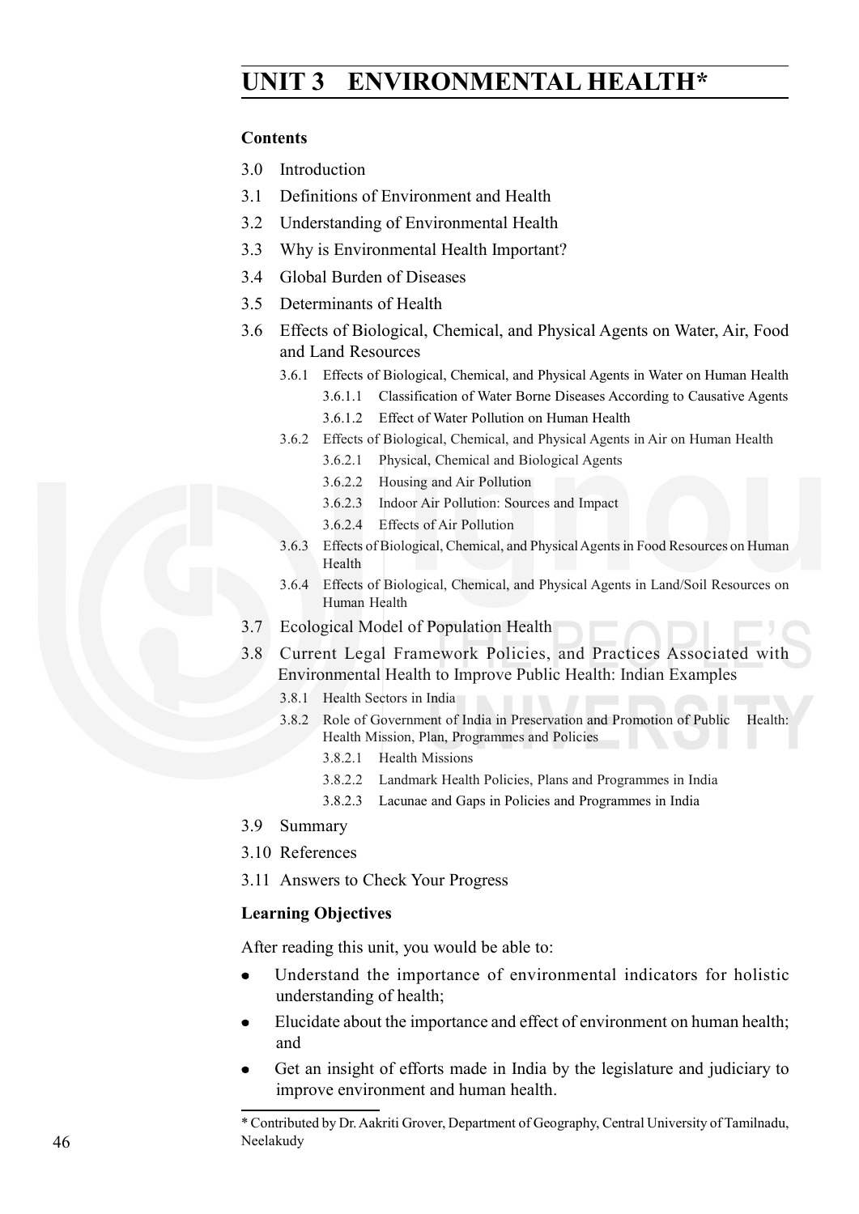# UNIT 3 ENVIRONMENTAL HEALTH*

**Contents**

3.0 Introduction

3.1 Definitions of Environment and Health

3.2 Understanding of Environmental Health

3.3 Why is Environmental Health Important?

3.4 Global Burden of Diseases

3.5 Determinants of Health

3.6 Effects of Biological, Chemical, and Physical Agents on Water, Air, Food and Land Resources

- 3.6.1 Effects of Biological, Chemical, and Physical Agents in Water on Human Health
  - 3.6.1.1 Classification of Water Borne Diseases According to Causative Agents
  - 3.6.1.2 Effect of Water Pollution on Human Health
- 3.6.2 Effects of Biological, Chemical, and Physical Agents in Air on Human Health
  - 3.6.2.1 Physical, Chemical and Biological Agents
  - 3.6.2.2 Housing and Air Pollution
  - 3.6.2.3 Indoor Air Pollution: Sources and Impact
  - 3.6.2.4 Effects of Air Pollution
- 3.6.3 Effects of Biological, Chemical, and Physical Agents in Food Resources on Human Health
- 3.6.4 Effects of Biological, Chemical, and Physical Agents in Land/Soil Resources on Human Health

3.7 Ecological Model of Population Health

3.8 Current Legal Framework Policies, and Practices Associated with Environmental Health to Improve Public Health: Indian Examples

- 3.8.1 Health Sectors in India
- 3.8.2 Role of Government of India in Preservation and Promotion of Public Health: Health Mission, Plan, Programmes and Policies
  - 3.8.2.1 Health Missions
  - 3.8.2.2 Landmark Health Policies, Plans and Programmes in India
  - 3.8.2.3 Lacunae and Gaps in Policies and Programmes in India

3.9 Summary

3.10 References

3.11 Answers to Check Your Progress

**Learning Objectives**

After reading this unit, you would be able to:

- Understand the importance of environmental indicators for holistic understanding of health;
- Elucidate about the importance and effect of environment on human health; and
- Get an insight of efforts made in India by the legislature and judiciary to improve environment and human health.

---

\* Contributed by Dr. Aakriti Grover, Department of Geography, Central University of Tamilnadu, Neelakudy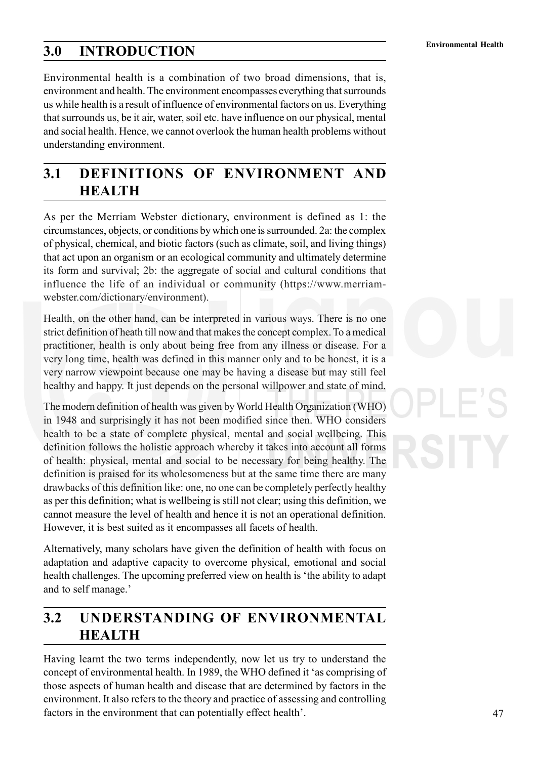## 3.0 INTRODUCTION

Environmental health is a combination of two broad dimensions, that is, environment and health. The environment encompasses everything that surrounds us while health is a result of influence of environmental factors on us. Everything that surrounds us, be it air, water, soil etc. have influence on our physical, mental and social health. Hence, we cannot overlook the human health problems without understanding environment.

## 3.1 DEFINITIONS OF ENVIRONMENT AND HEALTH

As per the Merriam Webster dictionary, environment is defined as 1: the circumstances, objects, or conditions by which one is surrounded. 2a: the complex of physical, chemical, and biotic factors (such as climate, soil, and living things) that act upon an organism or an ecological community and ultimately determine its form and survival; 2b: the aggregate of social and cultural conditions that influence the life of an individual or community (https://www.merriam-webster.com/dictionary/environment).

Health, on the other hand, can be interpreted in various ways. There is no one strict definition of heath till now and that makes the concept complex. To a medical practitioner, health is only about being free from any illness or disease. For a very long time, health was defined in this manner only and to be honest, it is a very narrow viewpoint because one may be having a disease but may still feel healthy and happy. It just depends on the personal willpower and state of mind.

The modern definition of health was given by World Health Organization (WHO) in 1948 and surprisingly it has not been modified since then. WHO considers health to be a state of complete physical, mental and social wellbeing. This definition follows the holistic approach whereby it takes into account all forms of health: physical, mental and social to be necessary for being healthy. The definition is praised for its wholesomeness but at the same time there are many drawbacks of this definition like: one, no one can be completely perfectly healthy as per this definition; what is wellbeing is still not clear; using this definition, we cannot measure the level of health and hence it is not an operational definition. However, it is best suited as it encompasses all facets of health.

Alternatively, many scholars have given the definition of health with focus on adaptation and adaptive capacity to overcome physical, emotional and social health challenges. The upcoming preferred view on health is 'the ability to adapt and to self manage.'

## 3.2 UNDERSTANDING OF ENVIRONMENTAL HEALTH

Having learnt the two terms independently, now let us try to understand the concept of environmental health. In 1989, the WHO defined it 'as comprising of those aspects of human health and disease that are determined by factors in the environment. It also refers to the theory and practice of assessing and controlling factors in the environment that can potentially effect health'.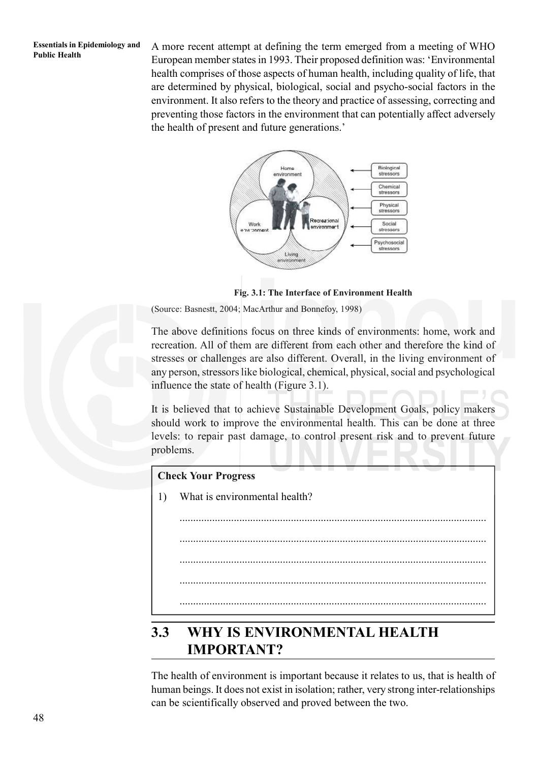A more recent attempt at defining the term emerged from a meeting of WHO European member states in 1993. Their proposed definition was: 'Environmental health comprises of those aspects of human health, including quality of life, that are determined by physical, biological, social and psycho-social factors in the environment. It also refers to the theory and practice of assessing, correcting and preventing those factors in the environment that can potentially affect adversely the health of present and future generations.'

**Fig. 3.1: The Interface of Environment Health**

(Source: Basnestt, 2004; MacArthur and Bonnefoy, 1998)

The above definitions focus on three kinds of environments: home, work and recreation. All of them are different from each other and therefore the kind of stresses or challenges are also different. Overall, in the living environment of any person, stressors like biological, chemical, physical, social and psychological influence the state of health (Figure 3.1).

It is believed that to achieve Sustainable Development Goals, policy makers should work to improve the environmental health. This can be done at three levels: to repair past damage, to control present risk and to prevent future problems.

**Check Your Progress**

1) What is environmental health?

..............................................................................................................

..............................................................................................................

..............................................................................................................

..............................................................................................................

..............................................................................................................

## 3.3 WHY IS ENVIRONMENTAL HEALTH IMPORTANT?

The health of environment is important because it relates to us, that is health of human beings. It does not exist in isolation; rather, very strong inter-relationships can be scientifically observed and proved between the two.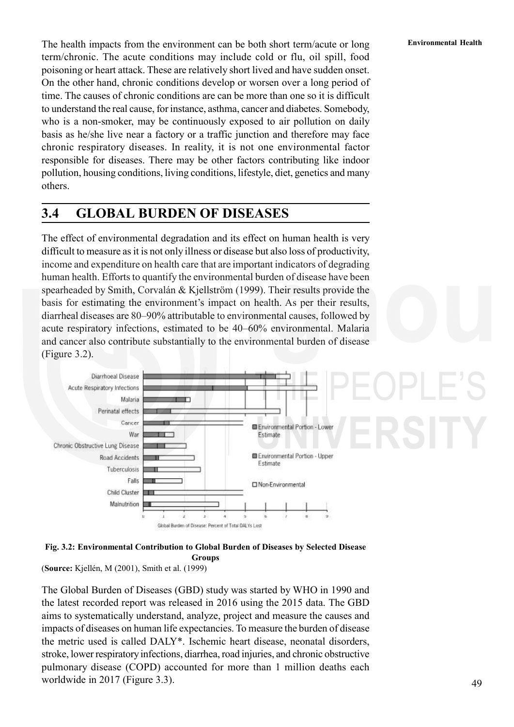The health impacts from the environment can be both short term/acute or long term/chronic. The acute conditions may include cold or flu, oil spill, food poisoning or heart attack. These are relatively short lived and have sudden onset. On the other hand, chronic conditions develop or worsen over a long period of time. The causes of chronic conditions are can be more than one so it is difficult to understand the real cause, for instance, asthma, cancer and diabetes. Somebody, who is a non-smoker, may be continuously exposed to air pollution on daily basis as he/she live near a factory or a traffic junction and therefore may face chronic respiratory diseases. In reality, it is not one environmental factor responsible for diseases. There may be other factors contributing like indoor pollution, housing conditions, living conditions, lifestyle, diet, genetics and many others.

## 3.4 GLOBAL BURDEN OF DISEASES

The effect of environmental degradation and its effect on human health is very difficult to measure as it is not only illness or disease but also loss of productivity, income and expenditure on health care that are important indicators of degrading human health. Efforts to quantify the environmental burden of disease have been spearheaded by Smith, Corvalán & Kjellström (1999). Their results provide the basis for estimating the environment's impact on health. As per their results, diarrheal diseases are 80–90% attributable to environmental causes, followed by acute respiratory infections, estimated to be 40–60% environmental. Malaria and cancer also contribute substantially to the environmental burden of disease (Figure 3.2).

**Fig. 3.2: Environmental Contribution to Global Burden of Diseases by Selected Disease Groups**

(**Source:** Kjellén, M (2001), Smith et al. (1999)

The Global Burden of Diseases (GBD) study was started by WHO in 1990 and the latest recorded report was released in 2016 using the 2015 data. The GBD aims to systematically understand, analyze, project and measure the causes and impacts of diseases on human life expectancies. To measure the burden of disease the metric used is called DALY*. Ischemic heart disease, neonatal disorders, stroke, lower respiratory infections, diarrhea, road injuries, and chronic obstructive pulmonary disease (COPD) accounted for more than 1 million deaths each worldwide in 2017 (Figure 3.3).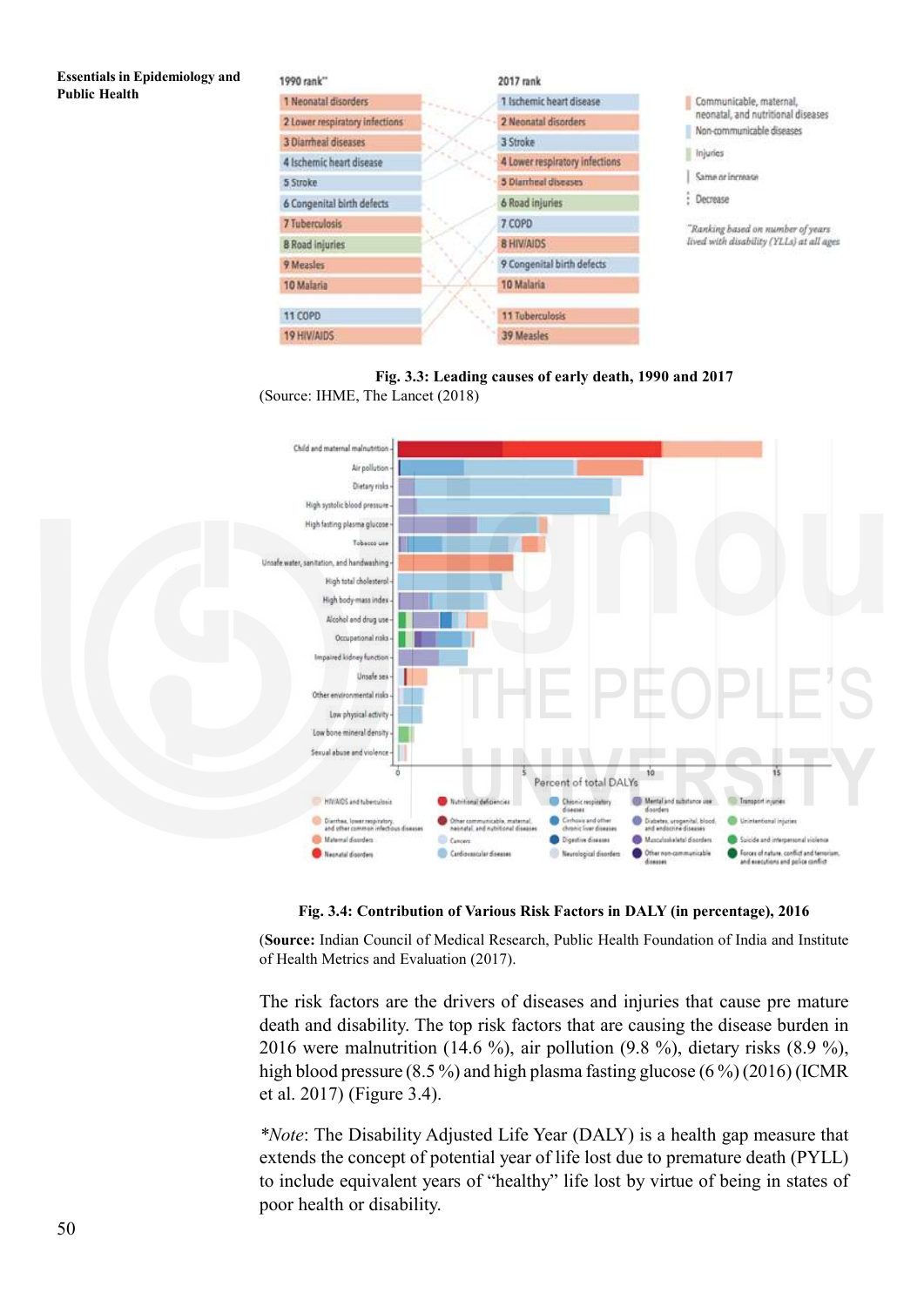Fig. 3.3: Leading causes of early death, 1990 and 2017

(Source: IHME, The Lancet (2018)

Fig. 3.4: Contribution of Various Risk Factors in DALY (in percentage), 2016

(**Source:** Indian Council of Medical Research, Public Health Foundation of India and Institute of Health Metrics and Evaluation (2017).

The risk factors are the drivers of diseases and injuries that cause pre mature death and disability. The top risk factors that are causing the disease burden in 2016 were malnutrition (14.6 %), air pollution (9.8 %), dietary risks (8.9 %), high blood pressure (8.5 %) and high plasma fasting glucose (6 %) (2016) (ICMR et al. 2017) (Figure 3.4).

**Note*: The Disability Adjusted Life Year (DALY) is a health gap measure that extends the concept of potential year of life lost due to premature death (PYLL) to include equivalent years of "healthy" life lost by virtue of being in states of poor health or disability.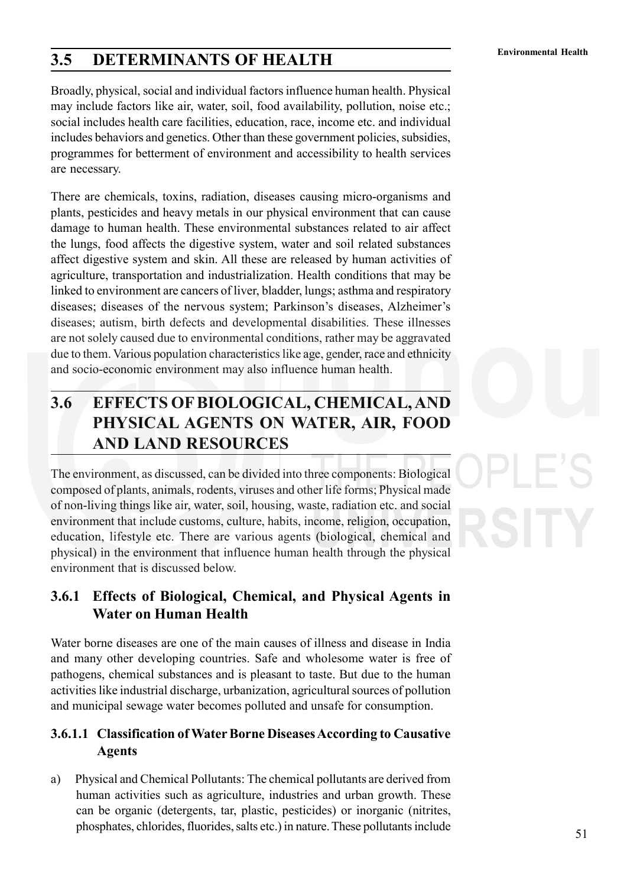## 3.5 DETERMINANTS OF HEALTH

Broadly, physical, social and individual factors influence human health. Physical may include factors like air, water, soil, food availability, pollution, noise etc.; social includes health care facilities, education, race, income etc. and individual includes behaviors and genetics. Other than these government policies, subsidies, programmes for betterment of environment and accessibility to health services are necessary.

There are chemicals, toxins, radiation, diseases causing micro-organisms and plants, pesticides and heavy metals in our physical environment that can cause damage to human health. These environmental substances related to air affect the lungs, food affects the digestive system, water and soil related substances affect digestive system and skin. All these are released by human activities of agriculture, transportation and industrialization. Health conditions that may be linked to environment are cancers of liver, bladder, lungs; asthma and respiratory diseases; diseases of the nervous system; Parkinson's diseases, Alzheimer's diseases; autism, birth defects and developmental disabilities. These illnesses are not solely caused due to environmental conditions, rather may be aggravated due to them. Various population characteristics like age, gender, race and ethnicity and socio-economic environment may also influence human health.

## 3.6 EFFECTS OF BIOLOGICAL, CHEMICAL, AND PHYSICAL AGENTS ON WATER, AIR, FOOD AND LAND RESOURCES

The environment, as discussed, can be divided into three components: Biological composed of plants, animals, rodents, viruses and other life forms; Physical made of non-living things like air, water, soil, housing, waste, radiation etc. and social environment that include customs, culture, habits, income, religion, occupation, education, lifestyle etc. There are various agents (biological, chemical and physical) in the environment that influence human health through the physical environment that is discussed below.

### 3.6.1 Effects of Biological, Chemical, and Physical Agents in Water on Human Health

Water borne diseases are one of the main causes of illness and disease in India and many other developing countries. Safe and wholesome water is free of pathogens, chemical substances and is pleasant to taste. But due to the human activities like industrial discharge, urbanization, agricultural sources of pollution and municipal sewage water becomes polluted and unsafe for consumption.

#### 3.6.1.1 Classification of Water Borne Diseases According to Causative Agents

a) Physical and Chemical Pollutants: The chemical pollutants are derived from human activities such as agriculture, industries and urban growth. These can be organic (detergents, tar, plastic, pesticides) or inorganic (nitrites, phosphates, chlorides, fluorides, salts etc.) in nature. These pollutants include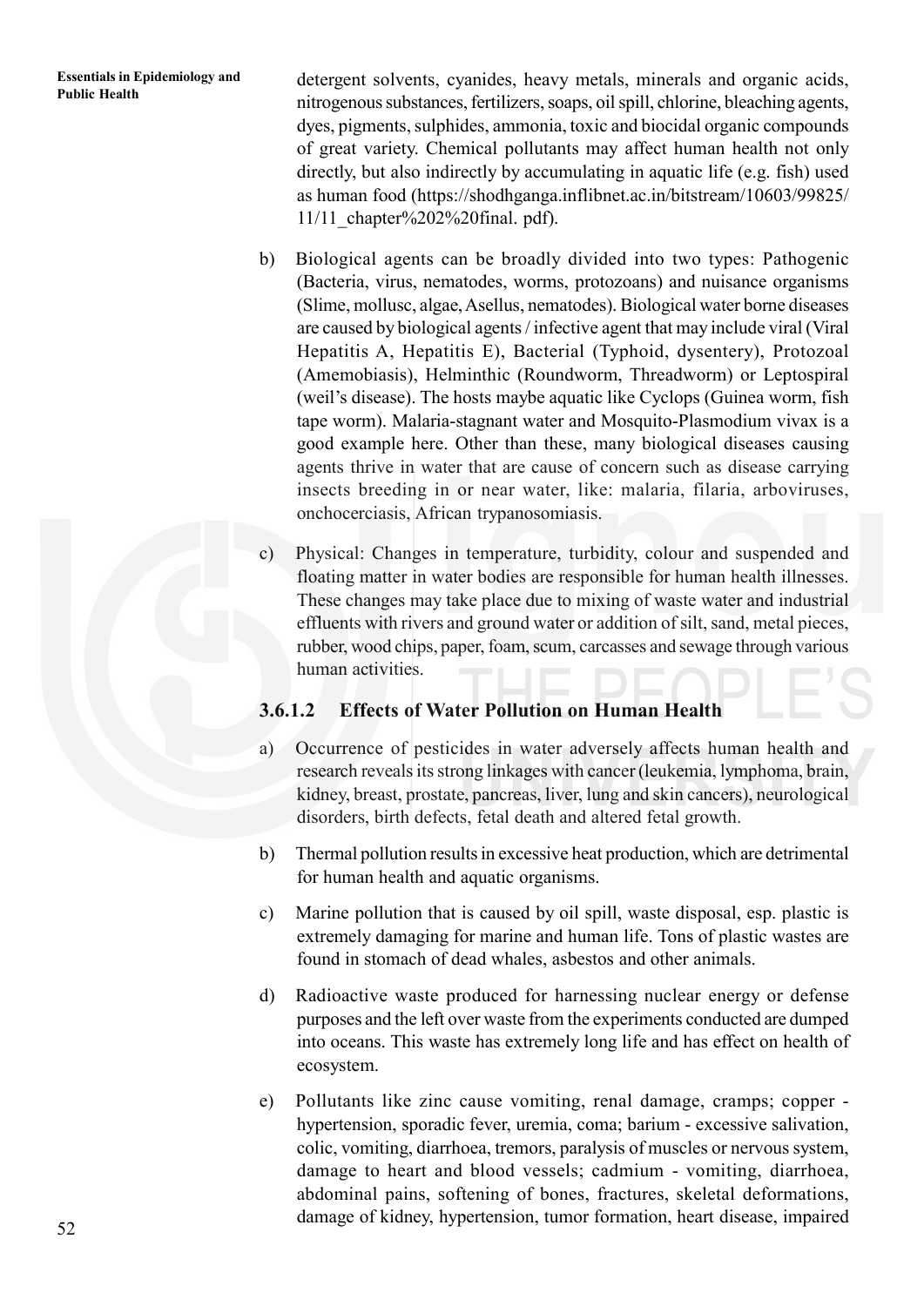detergent solvents, cyanides, heavy metals, minerals and organic acids, nitrogenous substances, fertilizers, soaps, oil spill, chlorine, bleaching agents, dyes, pigments, sulphides, ammonia, toxic and biocidal organic compounds of great variety. Chemical pollutants may affect human health not only directly, but also indirectly by accumulating in aquatic life (e.g. fish) used as human food (https://shodhganga.inflibnet.ac.in/bitstream/10603/99825/11/11_chapter%202%20final. pdf).

b) Biological agents can be broadly divided into two types: Pathogenic (Bacteria, virus, nematodes, worms, protozoans) and nuisance organisms (Slime, mollusc, algae, Asellus, nematodes). Biological water borne diseases are caused by biological agents / infective agent that may include viral (Viral Hepatitis A, Hepatitis E), Bacterial (Typhoid, dysentery), Protozoal (Amemobiasis), Helminthic (Roundworm, Threadworm) or Leptospiral (weil's disease). The hosts maybe aquatic like Cyclops (Guinea worm, fish tape worm). Malaria-stagnant water and Mosquito-Plasmodium vivax is a good example here. Other than these, many biological diseases causing agents thrive in water that are cause of concern such as disease carrying insects breeding in or near water, like: malaria, filaria, arboviruses, onchocerciasis, African trypanosomiasis.

c) Physical: Changes in temperature, turbidity, colour and suspended and floating matter in water bodies are responsible for human health illnesses. These changes may take place due to mixing of waste water and industrial effluents with rivers and ground water or addition of silt, sand, metal pieces, rubber, wood chips, paper, foam, scum, carcasses and sewage through various human activities.

### 3.6.1.2 Effects of Water Pollution on Human Health

a) Occurrence of pesticides in water adversely affects human health and research reveals its strong linkages with cancer (leukemia, lymphoma, brain, kidney, breast, prostate, pancreas, liver, lung and skin cancers), neurological disorders, birth defects, fetal death and altered fetal growth.

b) Thermal pollution results in excessive heat production, which are detrimental for human health and aquatic organisms.

c) Marine pollution that is caused by oil spill, waste disposal, esp. plastic is extremely damaging for marine and human life. Tons of plastic wastes are found in stomach of dead whales, asbestos and other animals.

d) Radioactive waste produced for harnessing nuclear energy or defense purposes and the left over waste from the experiments conducted are dumped into oceans. This waste has extremely long life and has effect on health of ecosystem.

e) Pollutants like zinc cause vomiting, renal damage, cramps; copper - hypertension, sporadic fever, uremia, coma; barium - excessive salivation, colic, vomiting, diarrhoea, tremors, paralysis of muscles or nervous system, damage to heart and blood vessels; cadmium - vomiting, diarrhoea, abdominal pains, softening of bones, fractures, skeletal deformations, damage of kidney, hypertension, tumor formation, heart disease, impaired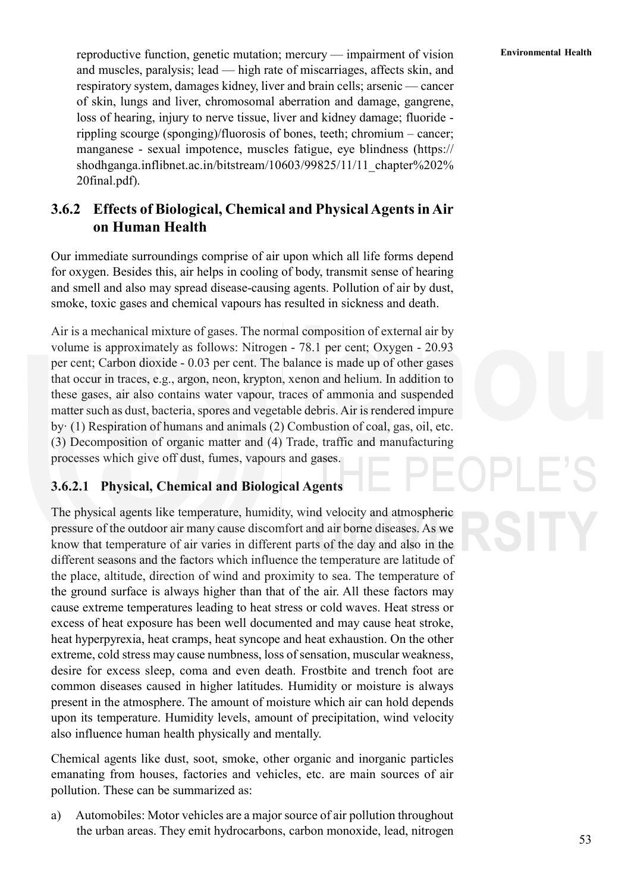reproductive function, genetic mutation; mercury — impairment of vision and muscles, paralysis; lead — high rate of miscarriages, affects skin, and respiratory system, damages kidney, liver and brain cells; arsenic — cancer of skin, lungs and liver, chromosomal aberration and damage, gangrene, loss of hearing, injury to nerve tissue, liver and kidney damage; fluoride - rippling scourge (sponging)/fluorosis of bones, teeth; chromium – cancer; manganese - sexual impotence, muscles fatigue, eye blindness (https://shodhganga.inflibnet.ac.in/bitstream/10603/99825/11/11_chapter%202%20final.pdf).

## 3.6.2 Effects of Biological, Chemical and Physical Agents in Air on Human Health

Our immediate surroundings comprise of air upon which all life forms depend for oxygen. Besides this, air helps in cooling of body, transmit sense of hearing and smell and also may spread disease-causing agents. Pollution of air by dust, smoke, toxic gases and chemical vapours has resulted in sickness and death.

Air is a mechanical mixture of gases. The normal composition of external air by volume is approximately as follows: Nitrogen - 78.1 per cent; Oxygen - 20.93 per cent; Carbon dioxide - 0.03 per cent. The balance is made up of other gases that occur in traces, e.g., argon, neon, krypton, xenon and helium. In addition to these gases, air also contains water vapour, traces of ammonia and suspended matter such as dust, bacteria, spores and vegetable debris. Air is rendered impure by· (1) Respiration of humans and animals (2) Combustion of coal, gas, oil, etc. (3) Decomposition of organic matter and (4) Trade, traffic and manufacturing processes which give off dust, fumes, vapours and gases.

### 3.6.2.1 Physical, Chemical and Biological Agents

The physical agents like temperature, humidity, wind velocity and atmospheric pressure of the outdoor air many cause discomfort and air borne diseases. As we know that temperature of air varies in different parts of the day and also in the different seasons and the factors which influence the temperature are latitude of the place, altitude, direction of wind and proximity to sea. The temperature of the ground surface is always higher than that of the air. All these factors may cause extreme temperatures leading to heat stress or cold waves. Heat stress or excess of heat exposure has been well documented and may cause heat stroke, heat hyperpyrexia, heat cramps, heat syncope and heat exhaustion. On the other extreme, cold stress may cause numbness, loss of sensation, muscular weakness, desire for excess sleep, coma and even death. Frostbite and trench foot are common diseases caused in higher latitudes. Humidity or moisture is always present in the atmosphere. The amount of moisture which air can hold depends upon its temperature. Humidity levels, amount of precipitation, wind velocity also influence human health physically and mentally.

Chemical agents like dust, soot, smoke, other organic and inorganic particles emanating from houses, factories and vehicles, etc. are main sources of air pollution. These can be summarized as:

a) Automobiles: Motor vehicles are a major source of air pollution throughout the urban areas. They emit hydrocarbons, carbon monoxide, lead, nitrogen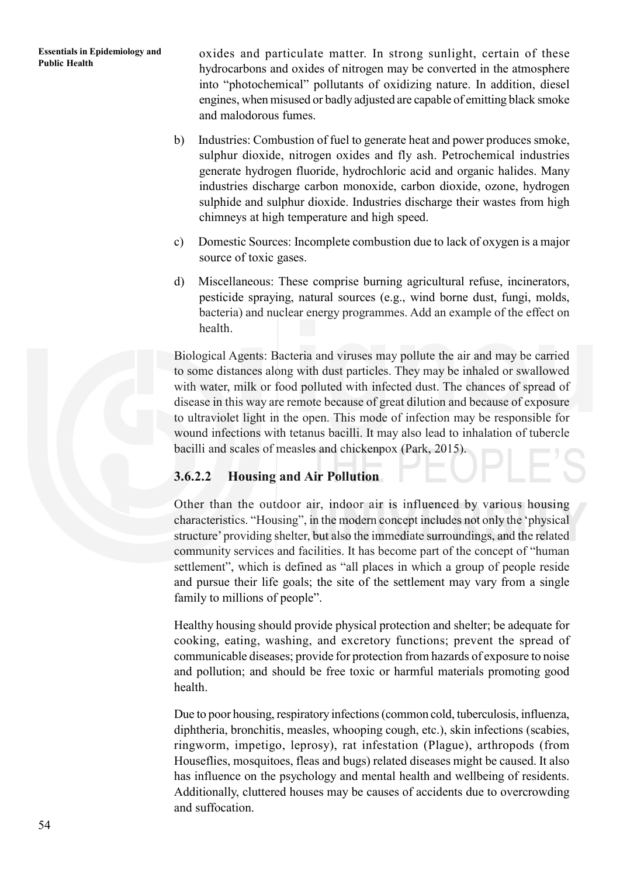oxides and particulate matter. In strong sunlight, certain of these hydrocarbons and oxides of nitrogen may be converted in the atmosphere into "photochemical" pollutants of oxidizing nature. In addition, diesel engines, when misused or badly adjusted are capable of emitting black smoke and malodorous fumes.

b) Industries: Combustion of fuel to generate heat and power produces smoke, sulphur dioxide, nitrogen oxides and fly ash. Petrochemical industries generate hydrogen fluoride, hydrochloric acid and organic halides. Many industries discharge carbon monoxide, carbon dioxide, ozone, hydrogen sulphide and sulphur dioxide. Industries discharge their wastes from high chimneys at high temperature and high speed.

c) Domestic Sources: Incomplete combustion due to lack of oxygen is a major source of toxic gases.

d) Miscellaneous: These comprise burning agricultural refuse, incinerators, pesticide spraying, natural sources (e.g., wind borne dust, fungi, molds, bacteria) and nuclear energy programmes. Add an example of the effect on health.

Biological Agents: Bacteria and viruses may pollute the air and may be carried to some distances along with dust particles. They may be inhaled or swallowed with water, milk or food polluted with infected dust. The chances of spread of disease in this way are remote because of great dilution and because of exposure to ultraviolet light in the open. This mode of infection may be responsible for wound infections with tetanus bacilli. It may also lead to inhalation of tubercle bacilli and scales of measles and chickenpox (Park, 2015).

#### 3.6.2.2 Housing and Air Pollution

Other than the outdoor air, indoor air is influenced by various housing characteristics. "Housing", in the modern concept includes not only the 'physical structure' providing shelter, but also the immediate surroundings, and the related community services and facilities. It has become part of the concept of "human settlement", which is defined as "all places in which a group of people reside and pursue their life goals; the site of the settlement may vary from a single family to millions of people".

Healthy housing should provide physical protection and shelter; be adequate for cooking, eating, washing, and excretory functions; prevent the spread of communicable diseases; provide for protection from hazards of exposure to noise and pollution; and should be free toxic or harmful materials promoting good health.

Due to poor housing, respiratory infections (common cold, tuberculosis, influenza, diphtheria, bronchitis, measles, whooping cough, etc.), skin infections (scabies, ringworm, impetigo, leprosy), rat infestation (Plague), arthropods (from Houseflies, mosquitoes, fleas and bugs) related diseases might be caused. It also has influence on the psychology and mental health and wellbeing of residents. Additionally, cluttered houses may be causes of accidents due to overcrowding and suffocation.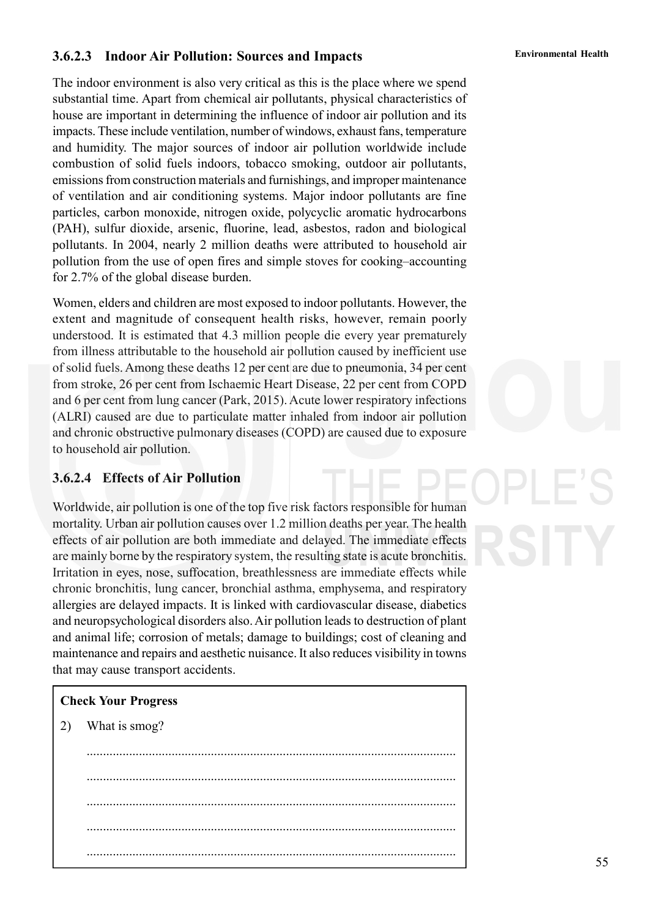### 3.6.2.3 Indoor Air Pollution: Sources and Impacts

The indoor environment is also very critical as this is the place where we spend substantial time. Apart from chemical air pollutants, physical characteristics of house are important in determining the influence of indoor air pollution and its impacts. These include ventilation, number of windows, exhaust fans, temperature and humidity. The major sources of indoor air pollution worldwide include combustion of solid fuels indoors, tobacco smoking, outdoor air pollutants, emissions from construction materials and furnishings, and improper maintenance of ventilation and air conditioning systems. Major indoor pollutants are fine particles, carbon monoxide, nitrogen oxide, polycyclic aromatic hydrocarbons (PAH), sulfur dioxide, arsenic, fluorine, lead, asbestos, radon and biological pollutants. In 2004, nearly 2 million deaths were attributed to household air pollution from the use of open fires and simple stoves for cooking–accounting for 2.7% of the global disease burden.

Women, elders and children are most exposed to indoor pollutants. However, the extent and magnitude of consequent health risks, however, remain poorly understood. It is estimated that 4.3 million people die every year prematurely from illness attributable to the household air pollution caused by inefficient use of solid fuels. Among these deaths 12 per cent are due to pneumonia, 34 per cent from stroke, 26 per cent from Ischaemic Heart Disease, 22 per cent from COPD and 6 per cent from lung cancer (Park, 2015). Acute lower respiratory infections (ALRI) caused are due to particulate matter inhaled from indoor air pollution and chronic obstructive pulmonary diseases (COPD) are caused due to exposure to household air pollution.

### 3.6.2.4 Effects of Air Pollution

Worldwide, air pollution is one of the top five risk factors responsible for human mortality. Urban air pollution causes over 1.2 million deaths per year. The health effects of air pollution are both immediate and delayed. The immediate effects are mainly borne by the respiratory system, the resulting state is acute bronchitis. Irritation in eyes, nose, suffocation, breathlessness are immediate effects while chronic bronchitis, lung cancer, bronchial asthma, emphysema, and respiratory allergies are delayed impacts. It is linked with cardiovascular disease, diabetics and neuropsychological disorders also. Air pollution leads to destruction of plant and animal life; corrosion of metals; damage to buildings; cost of cleaning and maintenance and repairs and aesthetic nuisance. It also reduces visibility in towns that may cause transport accidents.

**Check Your Progress**

2) What is smog?

..............................................................................................................

..............................................................................................................

..............................................................................................................

..............................................................................................................

..............................................................................................................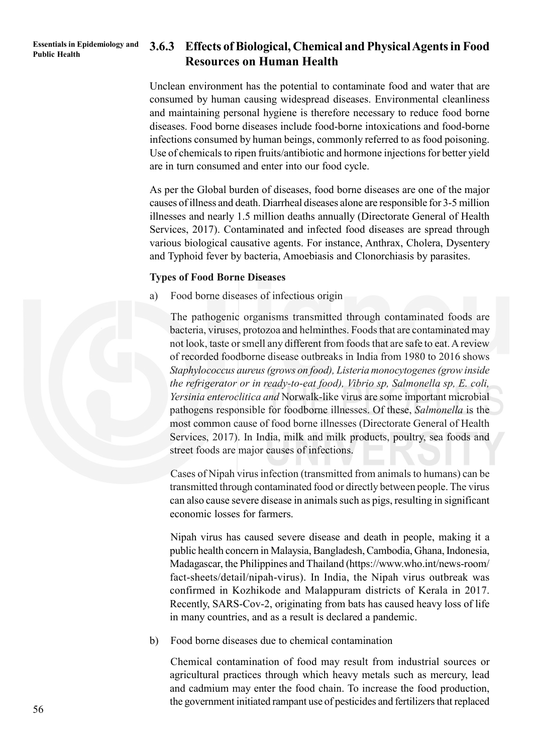### 3.6.3 Effects of Biological, Chemical and Physical Agents in Food Resources on Human Health

Unclean environment has the potential to contaminate food and water that are consumed by human causing widespread diseases. Environmental cleanliness and maintaining personal hygiene is therefore necessary to reduce food borne diseases. Food borne diseases include food-borne intoxications and food-borne infections consumed by human beings, commonly referred to as food poisoning. Use of chemicals to ripen fruits/antibiotic and hormone injections for better yield are in turn consumed and enter into our food cycle.

As per the Global burden of diseases, food borne diseases are one of the major causes of illness and death. Diarrheal diseases alone are responsible for 3-5 million illnesses and nearly 1.5 million deaths annually (Directorate General of Health Services, 2017). Contaminated and infected food diseases are spread through various biological causative agents. For instance, Anthrax, Cholera, Dysentery and Typhoid fever by bacteria, Amoebiasis and Clonorchiasis by parasites.

**Types of Food Borne Diseases**

a) Food borne diseases of infectious origin

The pathogenic organisms transmitted through contaminated foods are bacteria, viruses, protozoa and helminthes. Foods that are contaminated may not look, taste or smell any different from foods that are safe to eat. A review of recorded foodborne disease outbreaks in India from 1980 to 2016 shows *Staphylococcus aureus (grows on food), Listeria monocytogenes (grow inside the refrigerator or in ready-to-eat food), Vibrio sp, Salmonella sp, E. coli, Yersinia enteroclitica and* Norwalk-like virus are some important microbial pathogens responsible for foodborne illnesses. Of these, *Salmonella* is the most common cause of food borne illnesses (Directorate General of Health Services, 2017). In India, milk and milk products, poultry, sea foods and street foods are major causes of infections.

Cases of Nipah virus infection (transmitted from animals to humans) can be transmitted through contaminated food or directly between people. The virus can also cause severe disease in animals such as pigs, resulting in significant economic losses for farmers.

Nipah virus has caused severe disease and death in people, making it a public health concern in Malaysia, Bangladesh, Cambodia, Ghana, Indonesia, Madagascar, the Philippines and Thailand (https://www.who.int/news-room/fact-sheets/detail/nipah-virus). In India, the Nipah virus outbreak was confirmed in Kozhikode and Malappuram districts of Kerala in 2017. Recently, SARS-Cov-2, originating from bats has caused heavy loss of life in many countries, and as a result is declared a pandemic.

b) Food borne diseases due to chemical contamination

Chemical contamination of food may result from industrial sources or agricultural practices through which heavy metals such as mercury, lead and cadmium may enter the food chain. To increase the food production, the government initiated rampant use of pesticides and fertilizers that replaced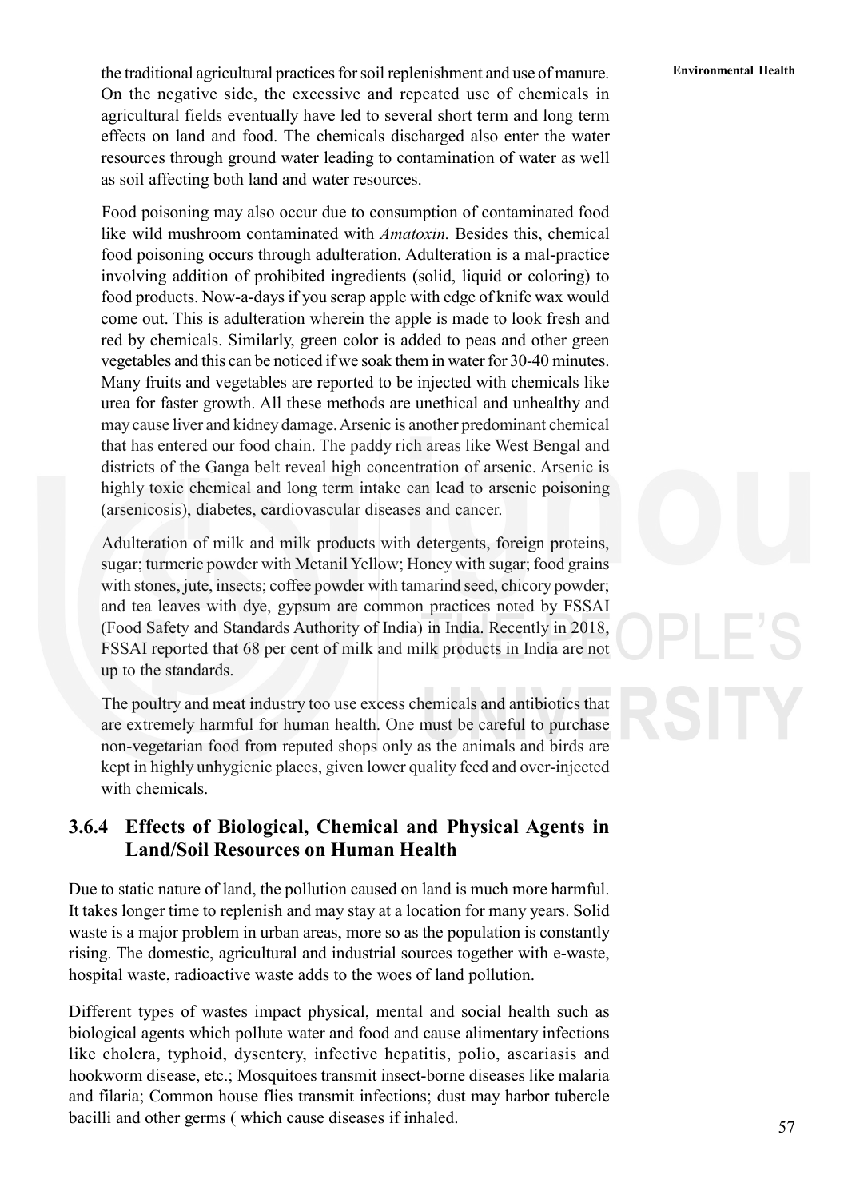the traditional agricultural practices for soil replenishment and use of manure. On the negative side, the excessive and repeated use of chemicals in agricultural fields eventually have led to several short term and long term effects on land and food. The chemicals discharged also enter the water resources through ground water leading to contamination of water as well as soil affecting both land and water resources.

Food poisoning may also occur due to consumption of contaminated food like wild mushroom contaminated with *Amatoxin.* Besides this, chemical food poisoning occurs through adulteration. Adulteration is a mal-practice involving addition of prohibited ingredients (solid, liquid or coloring) to food products. Now-a-days if you scrap apple with edge of knife wax would come out. This is adulteration wherein the apple is made to look fresh and red by chemicals. Similarly, green color is added to peas and other green vegetables and this can be noticed if we soak them in water for 30-40 minutes. Many fruits and vegetables are reported to be injected with chemicals like urea for faster growth. All these methods are unethical and unhealthy and may cause liver and kidney damage. Arsenic is another predominant chemical that has entered our food chain. The paddy rich areas like West Bengal and districts of the Ganga belt reveal high concentration of arsenic. Arsenic is highly toxic chemical and long term intake can lead to arsenic poisoning (arsenicosis), diabetes, cardiovascular diseases and cancer.

Adulteration of milk and milk products with detergents, foreign proteins, sugar; turmeric powder with Metanil Yellow; Honey with sugar; food grains with stones, jute, insects; coffee powder with tamarind seed, chicory powder; and tea leaves with dye, gypsum are common practices noted by FSSAI (Food Safety and Standards Authority of India) in India. Recently in 2018, FSSAI reported that 68 per cent of milk and milk products in India are not up to the standards.

The poultry and meat industry too use excess chemicals and antibiotics that are extremely harmful for human health. One must be careful to purchase non-vegetarian food from reputed shops only as the animals and birds are kept in highly unhygienic places, given lower quality feed and over-injected with chemicals.

### 3.6.4 Effects of Biological, Chemical and Physical Agents in Land/Soil Resources on Human Health

Due to static nature of land, the pollution caused on land is much more harmful. It takes longer time to replenish and may stay at a location for many years. Solid waste is a major problem in urban areas, more so as the population is constantly rising. The domestic, agricultural and industrial sources together with e-waste, hospital waste, radioactive waste adds to the woes of land pollution.

Different types of wastes impact physical, mental and social health such as biological agents which pollute water and food and cause alimentary infections like cholera, typhoid, dysentery, infective hepatitis, polio, ascariasis and hookworm disease, etc.; Mosquitoes transmit insect-borne diseases like malaria and filaria; Common house flies transmit infections; dust may harbor tubercle bacilli and other germs ( which cause diseases if inhaled.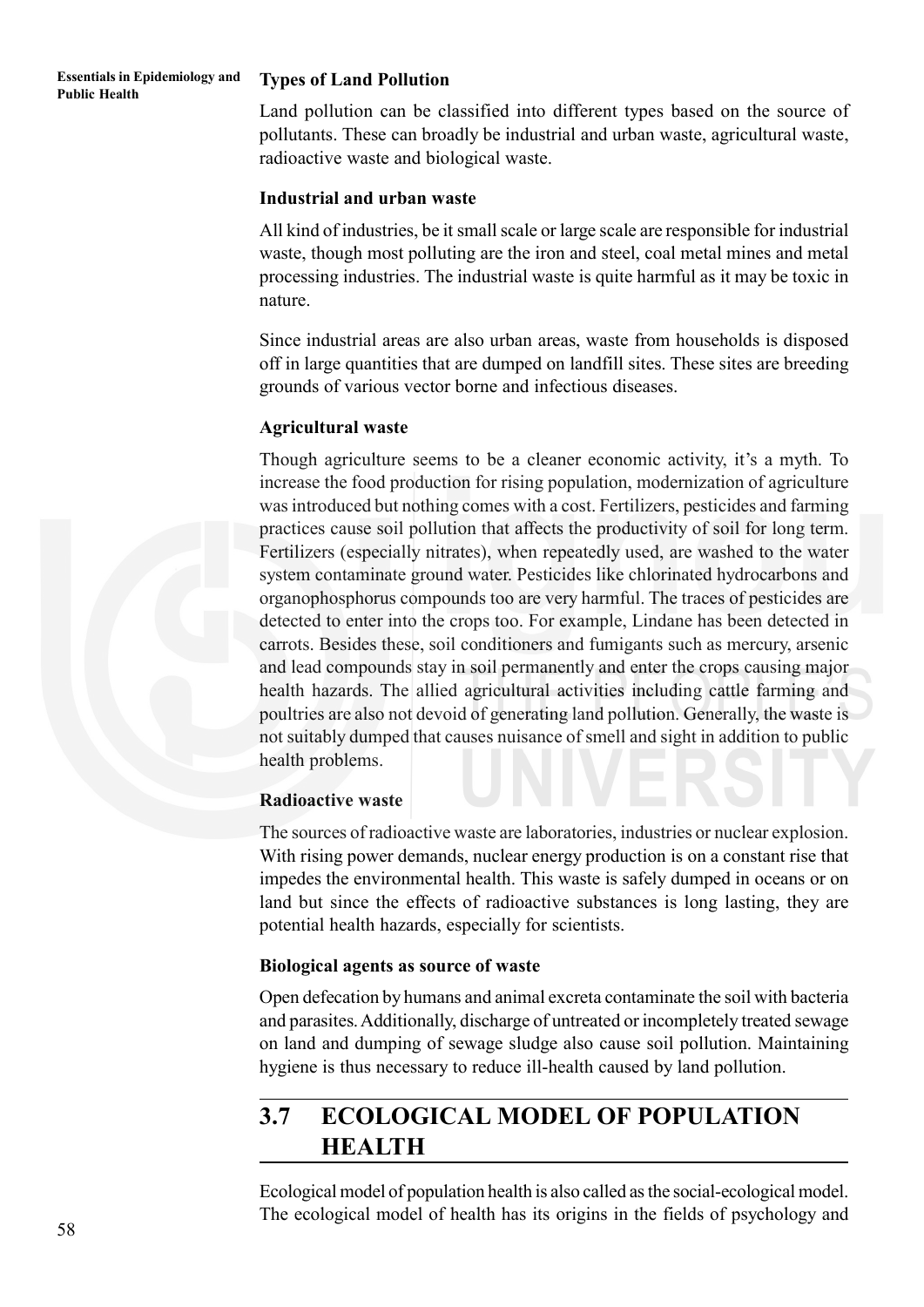### Types of Land Pollution

Land pollution can be classified into different types based on the source of pollutants. These can broadly be industrial and urban waste, agricultural waste, radioactive waste and biological waste.

#### Industrial and urban waste

All kind of industries, be it small scale or large scale are responsible for industrial waste, though most polluting are the iron and steel, coal metal mines and metal processing industries. The industrial waste is quite harmful as it may be toxic in nature.

Since industrial areas are also urban areas, waste from households is disposed off in large quantities that are dumped on landfill sites. These sites are breeding grounds of various vector borne and infectious diseases.

#### Agricultural waste

Though agriculture seems to be a cleaner economic activity, it's a myth. To increase the food production for rising population, modernization of agriculture was introduced but nothing comes with a cost. Fertilizers, pesticides and farming practices cause soil pollution that affects the productivity of soil for long term. Fertilizers (especially nitrates), when repeatedly used, are washed to the water system contaminate ground water. Pesticides like chlorinated hydrocarbons and organophosphorus compounds too are very harmful. The traces of pesticides are detected to enter into the crops too. For example, Lindane has been detected in carrots. Besides these, soil conditioners and fumigants such as mercury, arsenic and lead compounds stay in soil permanently and enter the crops causing major health hazards. The allied agricultural activities including cattle farming and poultries are also not devoid of generating land pollution. Generally, the waste is not suitably dumped that causes nuisance of smell and sight in addition to public health problems.

#### Radioactive waste

The sources of radioactive waste are laboratories, industries or nuclear explosion. With rising power demands, nuclear energy production is on a constant rise that impedes the environmental health. This waste is safely dumped in oceans or on land but since the effects of radioactive substances is long lasting, they are potential health hazards, especially for scientists.

#### Biological agents as source of waste

Open defecation by humans and animal excreta contaminate the soil with bacteria and parasites. Additionally, discharge of untreated or incompletely treated sewage on land and dumping of sewage sludge also cause soil pollution. Maintaining hygiene is thus necessary to reduce ill-health caused by land pollution.

## 3.7 ECOLOGICAL MODEL OF POPULATION HEALTH

Ecological model of population health is also called as the social-ecological model. The ecological model of health has its origins in the fields of psychology and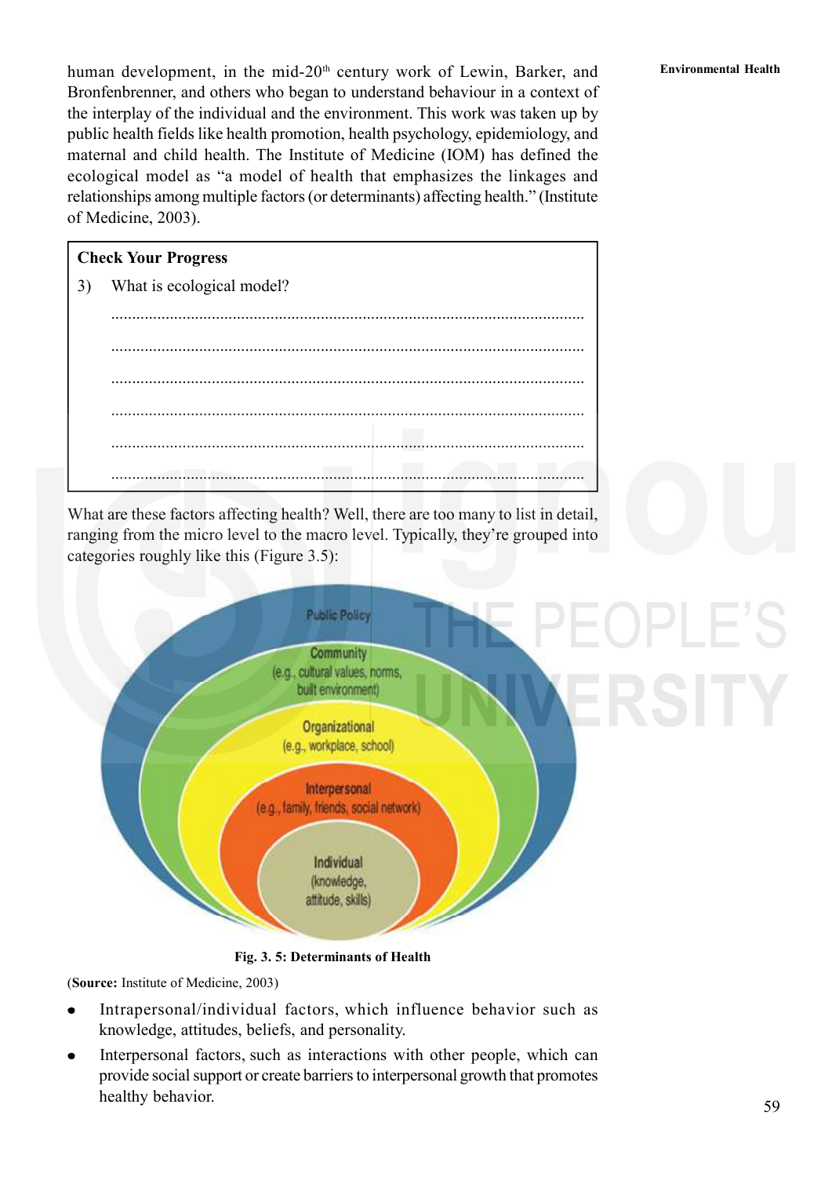human development, in the mid-20th century work of Lewin, Barker, and Bronfenbrenner, and others who began to understand behaviour in a context of the interplay of the individual and the environment. This work was taken up by public health fields like health promotion, health psychology, epidemiology, and maternal and child health. The Institute of Medicine (IOM) has defined the ecological model as "a model of health that emphasizes the linkages and relationships among multiple factors (or determinants) affecting health." (Institute of Medicine, 2003).

**Check Your Progress**

3) What is ecological model?

...............................................................................................................

...............................................................................................................

...............................................................................................................

...............................................................................................................

...............................................................................................................

...............................................................................................................

What are these factors affecting health? Well, there are too many to list in detail, ranging from the micro level to the macro level. Typically, they're grouped into categories roughly like this (Figure 3.5):

Public Policy

Community (e.g., cultural values, norms, built environment)

Organizational (e.g., workplace, school)

Interpersonal (e.g., family, friends, social network)

Individual (knowledge, attitude, skills)

**Fig. 3. 5: Determinants of Health**

(**Source:** Institute of Medicine, 2003)

- Intrapersonal/individual factors, which influence behavior such as knowledge, attitudes, beliefs, and personality.
- Interpersonal factors, such as interactions with other people, which can provide social support or create barriers to interpersonal growth that promotes healthy behavior.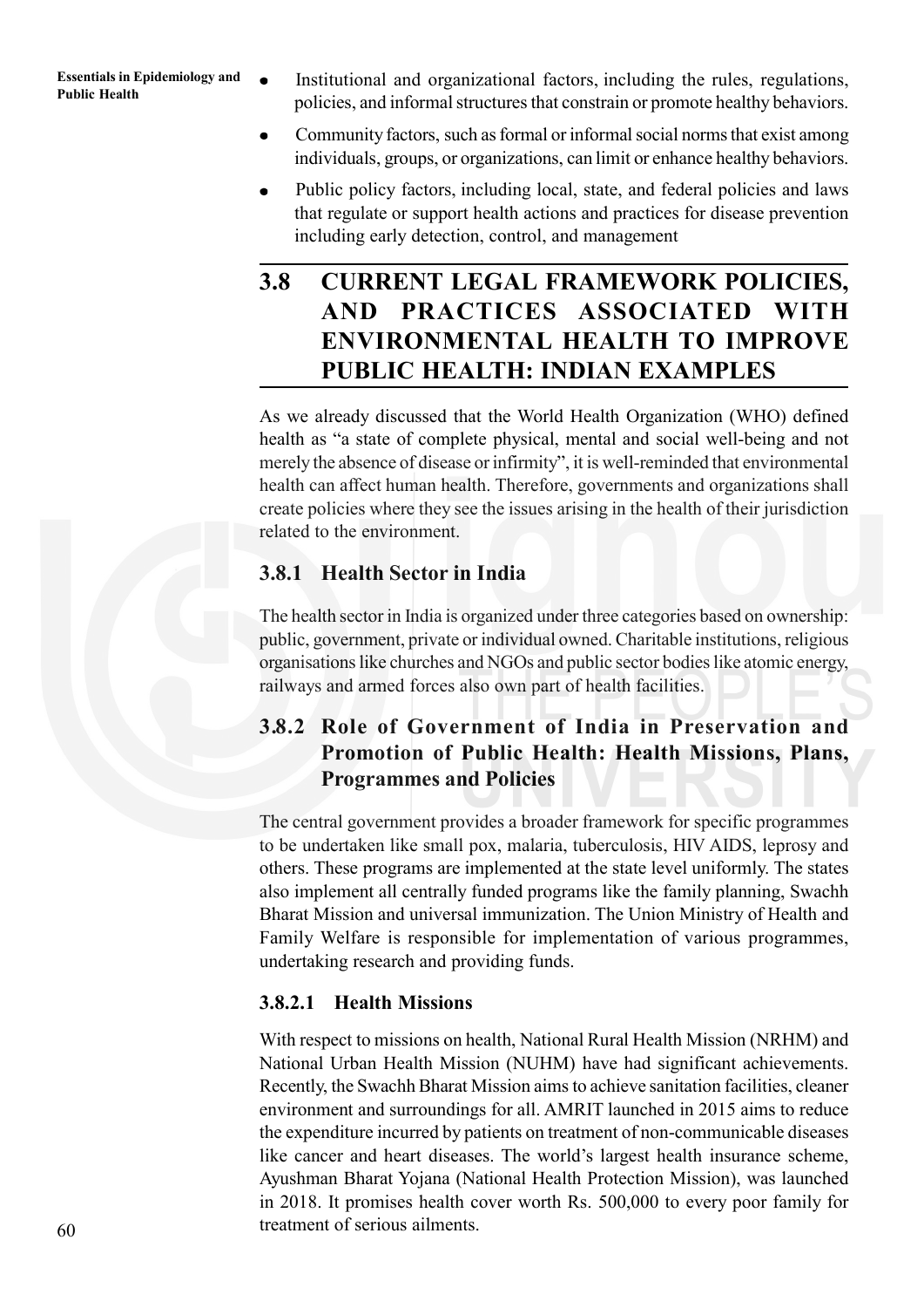- Institutional and organizational factors, including the rules, regulations, policies, and informal structures that constrain or promote healthy behaviors.
- Community factors, such as formal or informal social norms that exist among individuals, groups, or organizations, can limit or enhance healthy behaviors.
- Public policy factors, including local, state, and federal policies and laws that regulate or support health actions and practices for disease prevention including early detection, control, and management

## 3.8 CURRENT LEGAL FRAMEWORK POLICIES, AND PRACTICES ASSOCIATED WITH ENVIRONMENTAL HEALTH TO IMPROVE PUBLIC HEALTH: INDIAN EXAMPLES

As we already discussed that the World Health Organization (WHO) defined health as "a state of complete physical, mental and social well-being and not merely the absence of disease or infirmity", it is well-reminded that environmental health can affect human health. Therefore, governments and organizations shall create policies where they see the issues arising in the health of their jurisdiction related to the environment.

### 3.8.1 Health Sector in India

The health sector in India is organized under three categories based on ownership: public, government, private or individual owned. Charitable institutions, religious organisations like churches and NGOs and public sector bodies like atomic energy, railways and armed forces also own part of health facilities.

### 3.8.2 Role of Government of India in Preservation and Promotion of Public Health: Health Missions, Plans, Programmes and Policies

The central government provides a broader framework for specific programmes to be undertaken like small pox, malaria, tuberculosis, HIV AIDS, leprosy and others. These programs are implemented at the state level uniformly. The states also implement all centrally funded programs like the family planning, Swachh Bharat Mission and universal immunization. The Union Ministry of Health and Family Welfare is responsible for implementation of various programmes, undertaking research and providing funds.

#### 3.8.2.1 Health Missions

With respect to missions on health, National Rural Health Mission (NRHM) and National Urban Health Mission (NUHM) have had significant achievements. Recently, the Swachh Bharat Mission aims to achieve sanitation facilities, cleaner environment and surroundings for all. AMRIT launched in 2015 aims to reduce the expenditure incurred by patients on treatment of non-communicable diseases like cancer and heart diseases. The world's largest health insurance scheme, Ayushman Bharat Yojana (National Health Protection Mission), was launched in 2018. It promises health cover worth Rs. 500,000 to every poor family for treatment of serious ailments.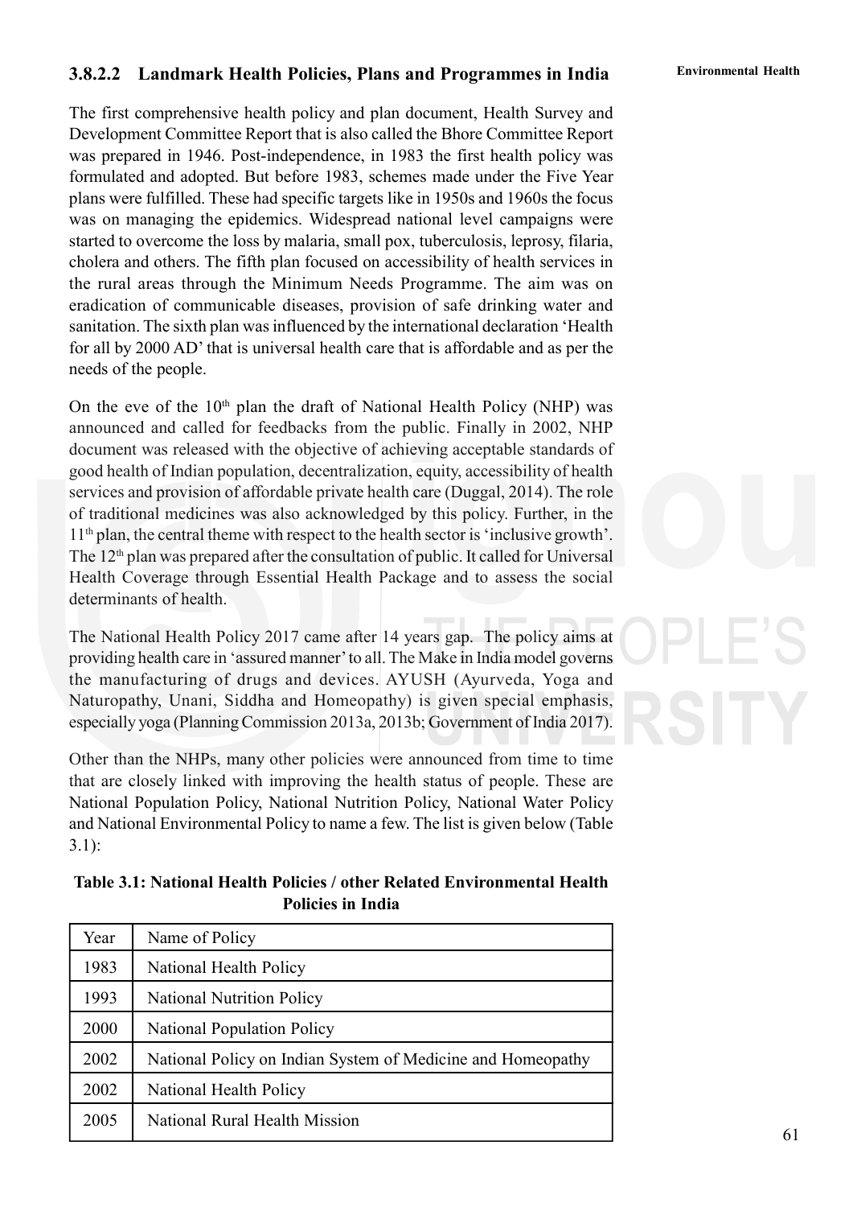### 3.8.2.2 Landmark Health Policies, Plans and Programmes in India

The first comprehensive health policy and plan document, Health Survey and Development Committee Report that is also called the Bhore Committee Report was prepared in 1946. Post-independence, in 1983 the first health policy was formulated and adopted. But before 1983, schemes made under the Five Year plans were fulfilled. These had specific targets like in 1950s and 1960s the focus was on managing the epidemics. Widespread national level campaigns were started to overcome the loss by malaria, small pox, tuberculosis, leprosy, filaria, cholera and others. The fifth plan focused on accessibility of health services in the rural areas through the Minimum Needs Programme. The aim was on eradication of communicable diseases, provision of safe drinking water and sanitation. The sixth plan was influenced by the international declaration 'Health for all by 2000 AD' that is universal health care that is affordable and as per the needs of the people.

On the eve of the 10th plan the draft of National Health Policy (NHP) was announced and called for feedbacks from the public. Finally in 2002, NHP document was released with the objective of achieving acceptable standards of good health of Indian population, decentralization, equity, accessibility of health services and provision of affordable private health care (Duggal, 2014). The role of traditional medicines was also acknowledged by this policy. Further, in the 11th plan, the central theme with respect to the health sector is 'inclusive growth'. The 12th plan was prepared after the consultation of public. It called for Universal Health Coverage through Essential Health Package and to assess the social determinants of health.

The National Health Policy 2017 came after 14 years gap. The policy aims at providing health care in 'assured manner' to all. The Make in India model governs the manufacturing of drugs and devices. AYUSH (Ayurveda, Yoga and Naturopathy, Unani, Siddha and Homeopathy) is given special emphasis, especially yoga (Planning Commission 2013a, 2013b; Government of India 2017).

Other than the NHPs, many other policies were announced from time to time that are closely linked with improving the health status of people. These are National Population Policy, National Nutrition Policy, National Water Policy and National Environmental Policy to name a few. The list is given below (Table 3.1):

**Table 3.1: National Health Policies / other Related Environmental Health Policies in India**

| Year | Name of Policy |
|---|---|
| 1983 | National Health Policy |
| 1993 | National Nutrition Policy |
| 2000 | National Population Policy |
| 2002 | National Policy on Indian System of Medicine and Homeopathy |
| 2002 | National Health Policy |
| 2005 | National Rural Health Mission |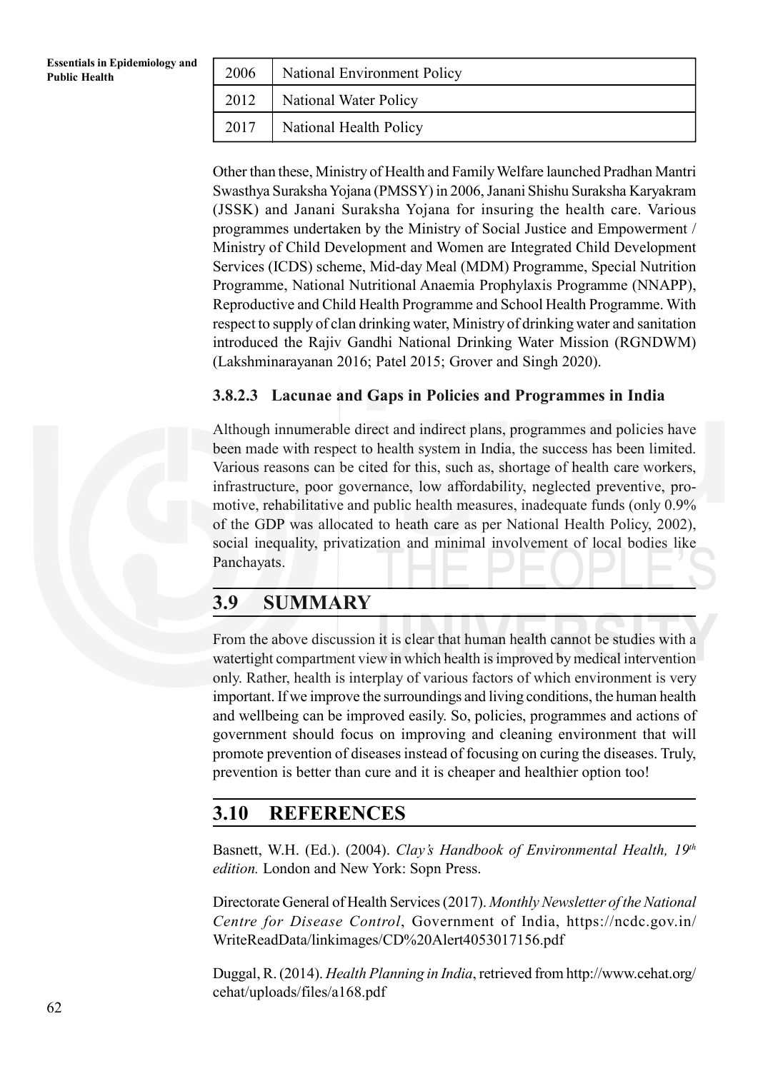| 2006 | National Environment Policy |
|---|---|
| 2012 | National Water Policy |
| 2017 | National Health Policy |

Other than these, Ministry of Health and Family Welfare launched Pradhan Mantri Swasthya Suraksha Yojana (PMSSY) in 2006, Janani Shishu Suraksha Karyakram (JSSK) and Janani Suraksha Yojana for insuring the health care. Various programmes undertaken by the Ministry of Social Justice and Empowerment / Ministry of Child Development and Women are Integrated Child Development Services (ICDS) scheme, Mid-day Meal (MDM) Programme, Special Nutrition Programme, National Nutritional Anaemia Prophylaxis Programme (NNAPP), Reproductive and Child Health Programme and School Health Programme. With respect to supply of clan drinking water, Ministry of drinking water and sanitation introduced the Rajiv Gandhi National Drinking Water Mission (RGNDWM) (Lakshminarayanan 2016; Patel 2015; Grover and Singh 2020).

### 3.8.2.3 Lacunae and Gaps in Policies and Programmes in India

Although innumerable direct and indirect plans, programmes and policies have been made with respect to health system in India, the success has been limited. Various reasons can be cited for this, such as, shortage of health care workers, infrastructure, poor governance, low affordability, neglected preventive, promotive, rehabilitative and public health measures, inadequate funds (only 0.9% of the GDP was allocated to heath care as per National Health Policy, 2002), social inequality, privatization and minimal involvement of local bodies like Panchayats.

## 3.9 SUMMARY

From the above discussion it is clear that human health cannot be studies with a watertight compartment view in which health is improved by medical intervention only. Rather, health is interplay of various factors of which environment is very important. If we improve the surroundings and living conditions, the human health and wellbeing can be improved easily. So, policies, programmes and actions of government should focus on improving and cleaning environment that will promote prevention of diseases instead of focusing on curing the diseases. Truly, prevention is better than cure and it is cheaper and healthier option too!

## 3.10 REFERENCES

Basnett, W.H. (Ed.). (2004). *Clay's Handbook of Environmental Health, 19th edition.* London and New York: Sopn Press.

Directorate General of Health Services (2017). *Monthly Newsletter of the National Centre for Disease Control*, Government of India, https://ncdc.gov.in/WriteReadData/linkimages/CD%20Alert4053017156.pdf

Duggal, R. (2014). *Health Planning in India*, retrieved from http://www.cehat.org/cehat/uploads/files/a168.pdf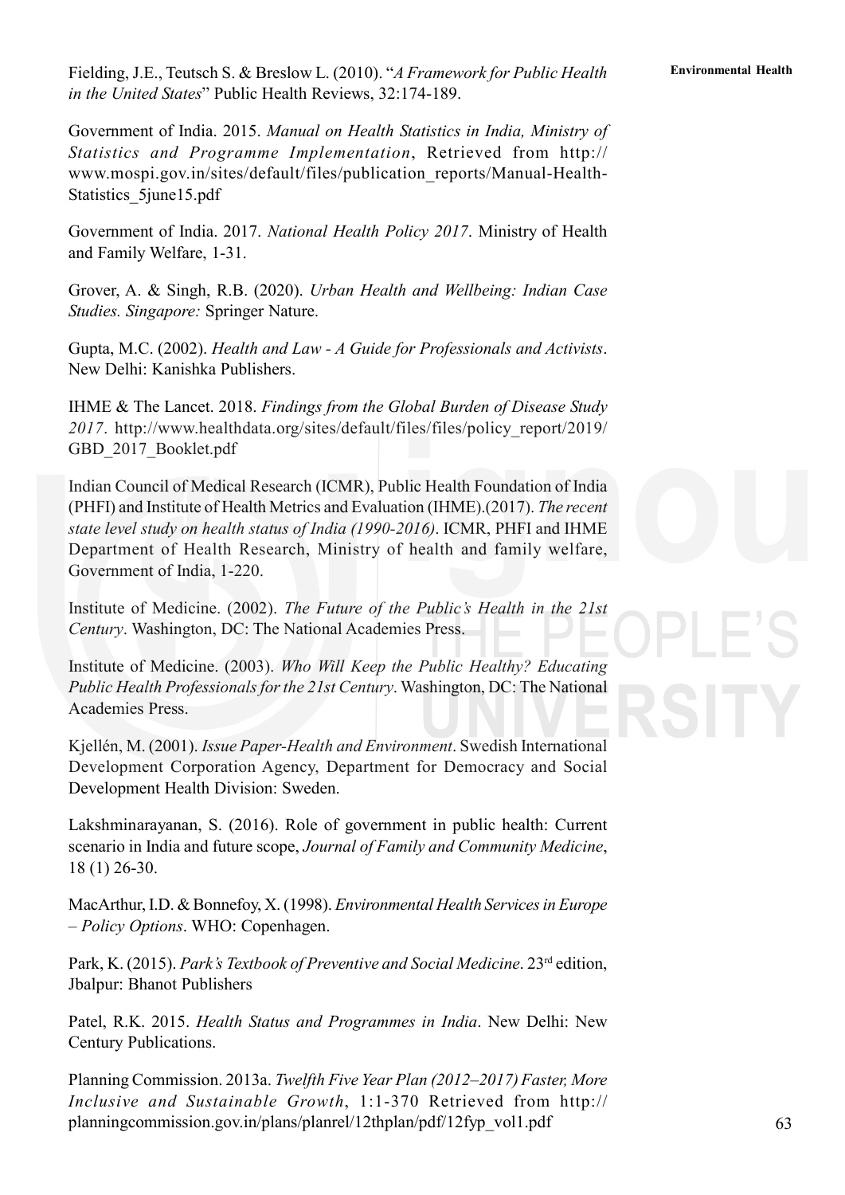Fielding, J.E., Teutsch S. & Breslow L. (2010). "*A Framework for Public Health in the United States*" Public Health Reviews, 32:174-189.

Government of India. 2015. *Manual on Health Statistics in India, Ministry of Statistics and Programme Implementation*, Retrieved from http://www.mospi.gov.in/sites/default/files/publication_reports/Manual-Health-Statistics_5june15.pdf

Government of India. 2017. *National Health Policy 2017*. Ministry of Health and Family Welfare, 1-31.

Grover, A. & Singh, R.B. (2020). *Urban Health and Wellbeing: Indian Case Studies. Singapore:* Springer Nature.

Gupta, M.C. (2002). *Health and Law - A Guide for Professionals and Activists*. New Delhi: Kanishka Publishers.

IHME & The Lancet. 2018. *Findings from the Global Burden of Disease Study 2017*. http://www.healthdata.org/sites/default/files/files/policy_report/2019/GBD_2017_Booklet.pdf

Indian Council of Medical Research (ICMR), Public Health Foundation of India (PHFI) and Institute of Health Metrics and Evaluation (IHME).(2017). *The recent state level study on health status of India (1990-2016)*. ICMR, PHFI and IHME Department of Health Research, Ministry of health and family welfare, Government of India, 1-220.

Institute of Medicine. (2002). *The Future of the Public's Health in the 21st Century*. Washington, DC: The National Academies Press.

Institute of Medicine. (2003). *Who Will Keep the Public Healthy? Educating Public Health Professionals for the 21st Century*. Washington, DC: The National Academies Press.

Kjellén, M. (2001). *Issue Paper-Health and Environment*. Swedish International Development Corporation Agency, Department for Democracy and Social Development Health Division: Sweden.

Lakshminarayanan, S. (2016). Role of government in public health: Current scenario in India and future scope, *Journal of Family and Community Medicine*, 18 (1) 26-30.

MacArthur, I.D. & Bonnefoy, X. (1998). *Environmental Health Services in Europe – Policy Options*. WHO: Copenhagen.

Park, K. (2015). *Park's Textbook of Preventive and Social Medicine*. 23rd edition, Jbalpur: Bhanot Publishers

Patel, R.K. 2015. *Health Status and Programmes in India*. New Delhi: New Century Publications.

Planning Commission. 2013a. *Twelfth Five Year Plan (2012–2017) Faster, More Inclusive and Sustainable Growth*, 1:1-370 Retrieved from http://planningcommission.gov.in/plans/planrel/12thplan/pdf/12fyp_vol1.pdf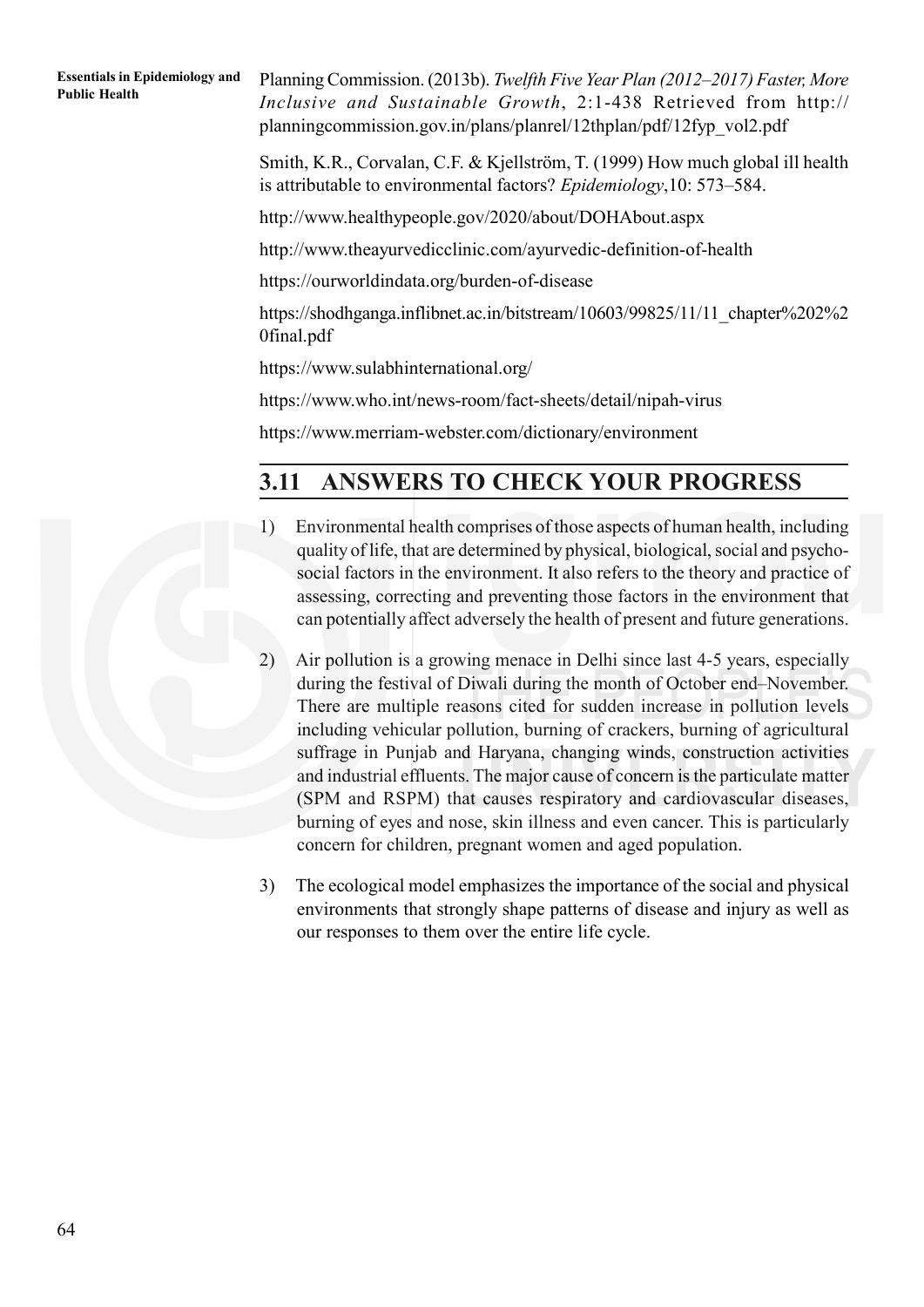Planning Commission. (2013b). *Twelfth Five Year Plan (2012–2017) Faster, More Inclusive and Sustainable Growth*, 2:1-438 Retrieved from http://planningcommission.gov.in/plans/planrel/12thplan/pdf/12fyp_vol2.pdf

Smith, K.R., Corvalan, C.F. & Kjellström, T. (1999) How much global ill health is attributable to environmental factors? *Epidemiology*,10: 573–584.

http://www.healthypeople.gov/2020/about/DOHAbout.aspx

http://www.theayurvedicclinic.com/ayurvedic-definition-of-health

https://ourworldindata.org/burden-of-disease

https://shodhganga.inflibnet.ac.in/bitstream/10603/99825/11/11_chapter%202%20final.pdf

https://www.sulabhinternational.org/

https://www.who.int/news-room/fact-sheets/detail/nipah-virus

https://www.merriam-webster.com/dictionary/environment

## 3.11 ANSWERS TO CHECK YOUR PROGRESS

1) Environmental health comprises of those aspects of human health, including quality of life, that are determined by physical, biological, social and psycho-social factors in the environment. It also refers to the theory and practice of assessing, correcting and preventing those factors in the environment that can potentially affect adversely the health of present and future generations.

2) Air pollution is a growing menace in Delhi since last 4-5 years, especially during the festival of Diwali during the month of October end–November. There are multiple reasons cited for sudden increase in pollution levels including vehicular pollution, burning of crackers, burning of agricultural suffrage in Punjab and Haryana, changing winds, construction activities and industrial effluents. The major cause of concern is the particulate matter (SPM and RSPM) that causes respiratory and cardiovascular diseases, burning of eyes and nose, skin illness and even cancer. This is particularly concern for children, pregnant women and aged population.

3) The ecological model emphasizes the importance of the social and physical environments that strongly shape patterns of disease and injury as well as our responses to them over the entire life cycle.